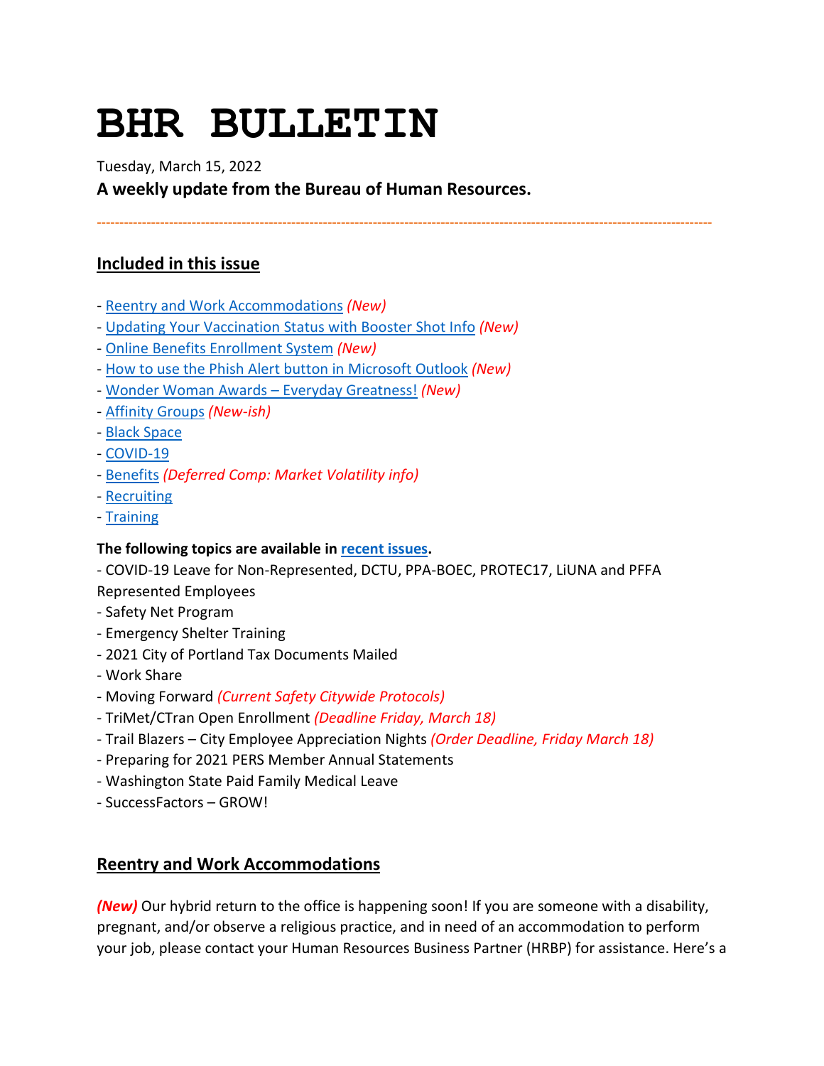# BHR BULLETIN

Tuesday, March 15, 2022

**A weekly update from the Bureau of Human Resources.**

---

## Included in this issue

- Reentry and Work Accommodations *(New)*
- Updating Your Vaccination Status with Booster Shot Info *(New)*
- Online Benefits Enrollment System *(New)*
- How to use the Phish Alert button in Microsoft Outlook *(New)*
- Wonder Woman Awards – Everyday Greatness! *(New)*
- Affinity Groups *(New-ish)*
- Black Space
- COVID-19
- Benefits *(Deferred Comp: Market Volatility info)*
- Recruiting
- Training

**The following topics are available in recent issues.**

- COVID-19 Leave for Non-Represented, DCTU, PPA-BOEC, PROTEC17, LiUNA and PFFA Represented Employees
- Safety Net Program
- Emergency Shelter Training
- 2021 City of Portland Tax Documents Mailed
- Work Share
- Moving Forward *(Current Safety Citywide Protocols)*
- TriMet/CTran Open Enrollment *(Deadline Friday, March 18)*
- Trail Blazers – City Employee Appreciation Nights *(Order Deadline, Friday March 18)*
- Preparing for 2021 PERS Member Annual Statements
- Washington State Paid Family Medical Leave
- SuccessFactors – GROW!

## Reentry and Work Accommodations

***(New)*** Our hybrid return to the office is happening soon! If you are someone with a disability, pregnant, and/or observe a religious practice, and in need of an accommodation to perform your job, please contact your Human Resources Business Partner (HRBP) for assistance. Here's a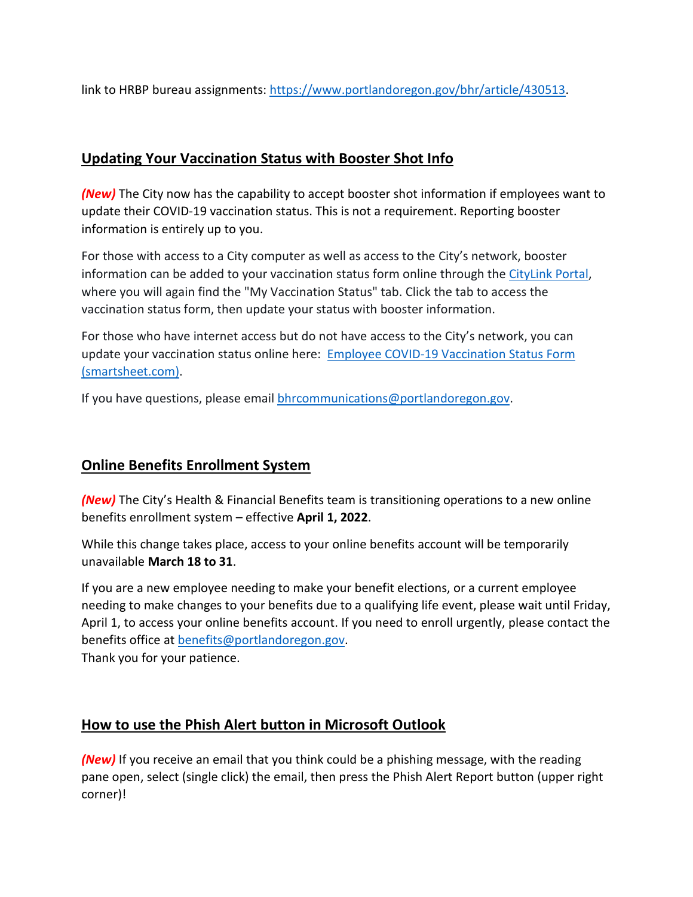link to HRBP bureau assignments: [https://www.portlandoregon.gov/bhr/article/430513](https://www.portlandoregon.gov/bhr/article/430513).

## Updating Your Vaccination Status with Booster Shot Info

***(New)*** The City now has the capability to accept booster shot information if employees want to update their COVID-19 vaccination status. This is not a requirement. Reporting booster information is entirely up to you.

For those with access to a City computer as well as access to the City's network, booster information can be added to your vaccination status form online through the CityLink Portal, where you will again find the "My Vaccination Status" tab. Click the tab to access the vaccination status form, then update your status with booster information.

For those who have internet access but do not have access to the City's network, you can update your vaccination status online here: Employee COVID-19 Vaccination Status Form (smartsheet.com).

If you have questions, please email bhrcommunications@portlandoregon.gov.

## Online Benefits Enrollment System

***(New)*** The City's Health & Financial Benefits team is transitioning operations to a new online benefits enrollment system – effective **April 1, 2022**.

While this change takes place, access to your online benefits account will be temporarily unavailable **March 18 to 31**.

If you are a new employee needing to make your benefit elections, or a current employee needing to make changes to your benefits due to a qualifying life event, please wait until Friday, April 1, to access your online benefits account. If you need to enroll urgently, please contact the benefits office at benefits@portlandoregon.gov.
Thank you for your patience.

## How to use the Phish Alert button in Microsoft Outlook

***(New)*** If you receive an email that you think could be a phishing message, with the reading pane open, select (single click) the email, then press the Phish Alert Report button (upper right corner)!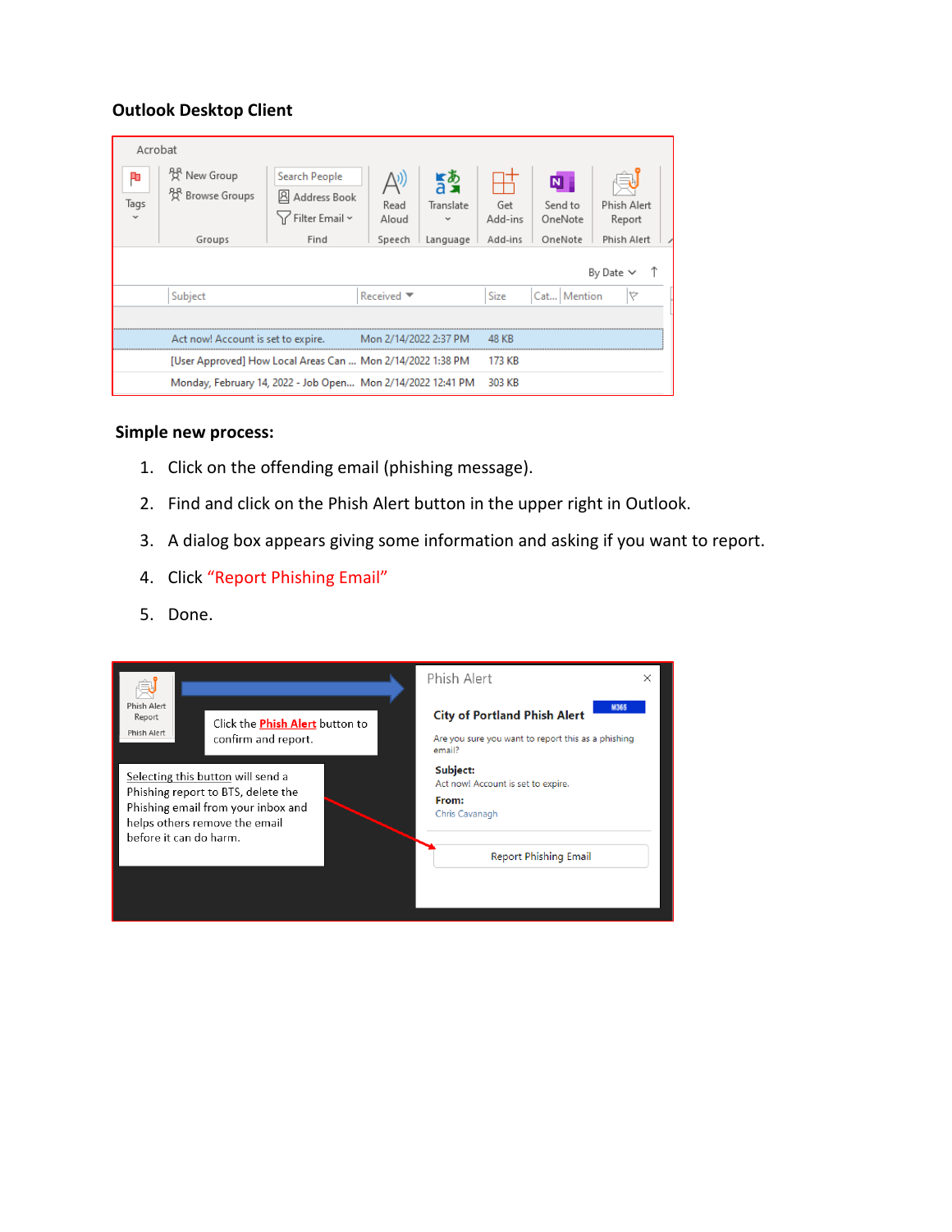**Outlook Desktop Client**

**Simple new process:**

1. Click on the offending email (phishing message).
2. Find and click on the Phish Alert button in the upper right in Outlook.
3. A dialog box appears giving some information and asking if you want to report.
4. Click "Report Phishing Email"
5. Done.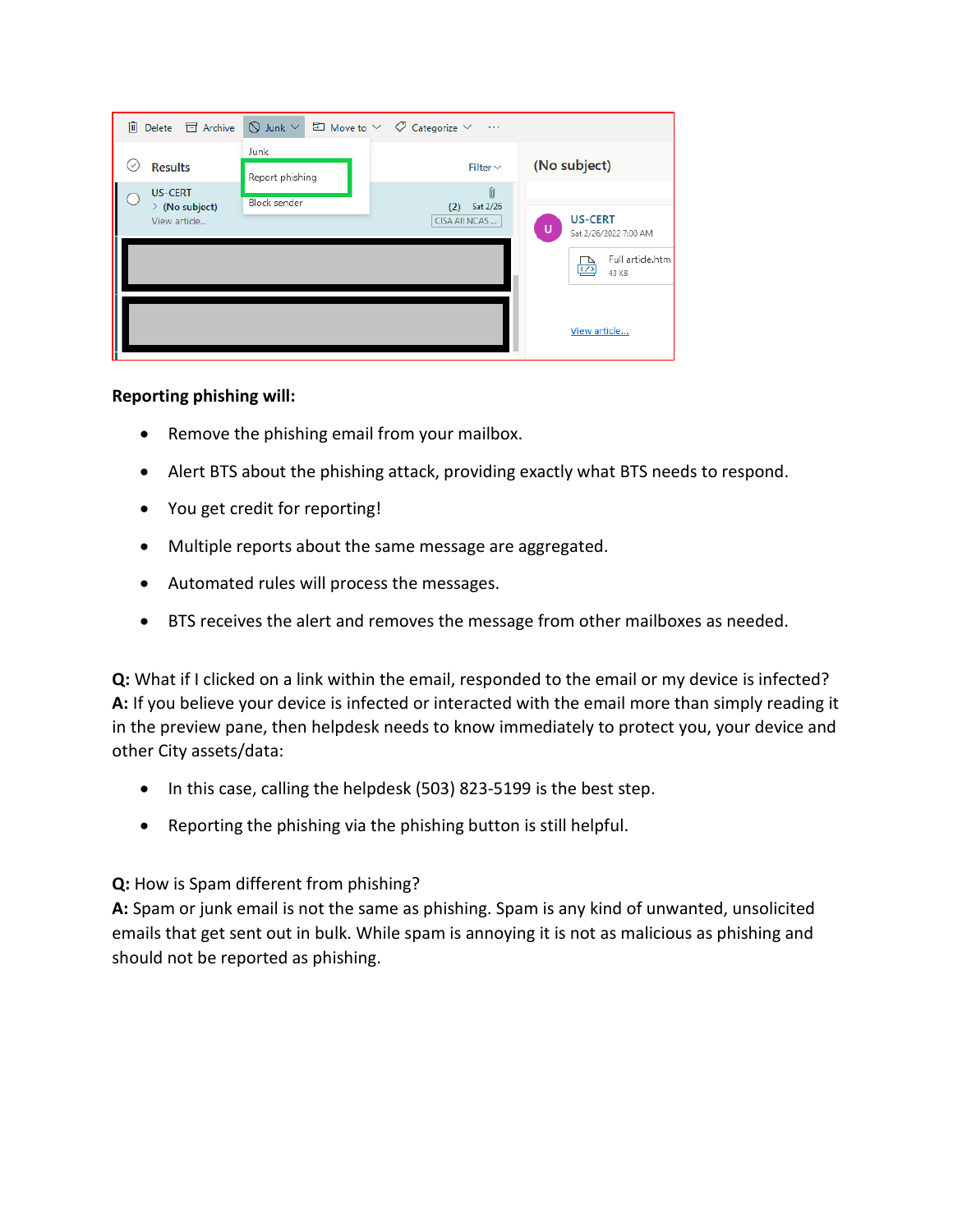**Reporting phishing will:**

- Remove the phishing email from your mailbox.
- Alert BTS about the phishing attack, providing exactly what BTS needs to respond.
- You get credit for reporting!
- Multiple reports about the same message are aggregated.
- Automated rules will process the messages.
- BTS receives the alert and removes the message from other mailboxes as needed.

**Q:** What if I clicked on a link within the email, responded to the email or my device is infected?
**A:** If you believe your device is infected or interacted with the email more than simply reading it in the preview pane, then helpdesk needs to know immediately to protect you, your device and other City assets/data:

- In this case, calling the helpdesk (503) 823-5199 is the best step.
- Reporting the phishing via the phishing button is still helpful.

**Q:** How is Spam different from phishing?
**A:** Spam or junk email is not the same as phishing. Spam is any kind of unwanted, unsolicited emails that get sent out in bulk. While spam is annoying it is not as malicious as phishing and should not be reported as phishing.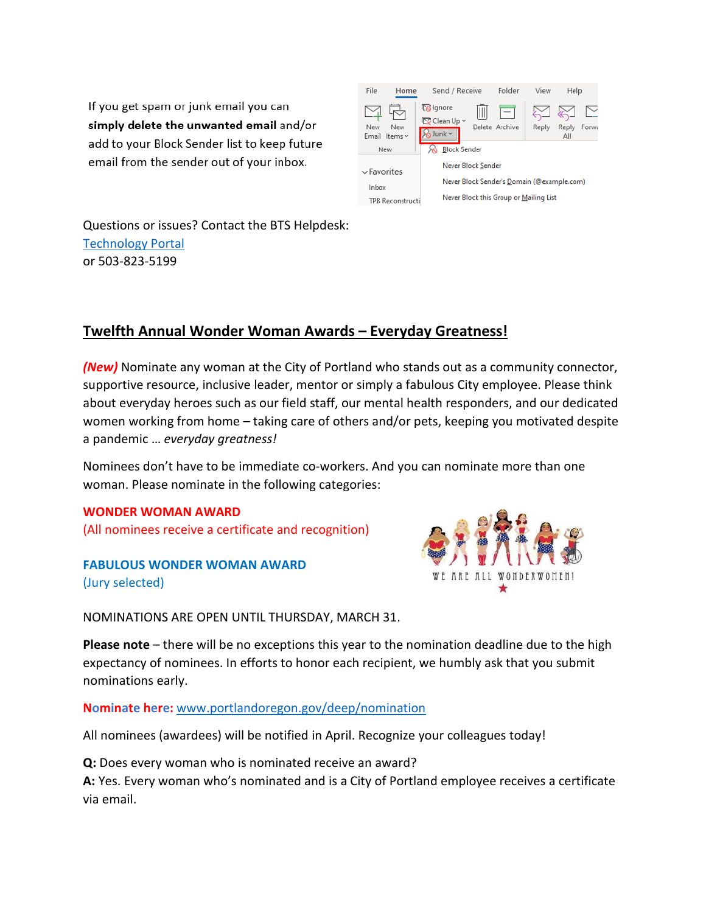If you get spam or junk email you can **simply delete the unwanted email** and/or add to your Block Sender list to keep future email from the sender out of your inbox.

Questions or issues? Contact the BTS Helpdesk:
[Technology Portal](#)
or 503-823-5199

## Twelfth Annual Wonder Woman Awards – Everyday Greatness!

***(New)*** Nominate any woman at the City of Portland who stands out as a community connector, supportive resource, inclusive leader, mentor or simply a fabulous City employee. Please think about everyday heroes such as our field staff, our mental health responders, and our dedicated women working from home – taking care of others and/or pets, keeping you motivated despite a pandemic … *everyday greatness!*

Nominees don't have to be immediate co-workers. And you can nominate more than one woman. Please nominate in the following categories:

**WONDER WOMAN AWARD**
(All nominees receive a certificate and recognition)

**FABULOUS WONDER WOMAN AWARD**
(Jury selected)

NOMINATIONS ARE OPEN UNTIL THURSDAY, MARCH 31.

**Please note** – there will be no exceptions this year to the nomination deadline due to the high expectancy of nominees. In efforts to honor each recipient, we humbly ask that you submit nominations early.

**Nominate here:** [www.portlandoregon.gov/deep/nomination](www.portlandoregon.gov/deep/nomination)

All nominees (awardees) will be notified in April. Recognize your colleagues today!

**Q:** Does every woman who is nominated receive an award?
**A:** Yes. Every woman who's nominated and is a City of Portland employee receives a certificate via email.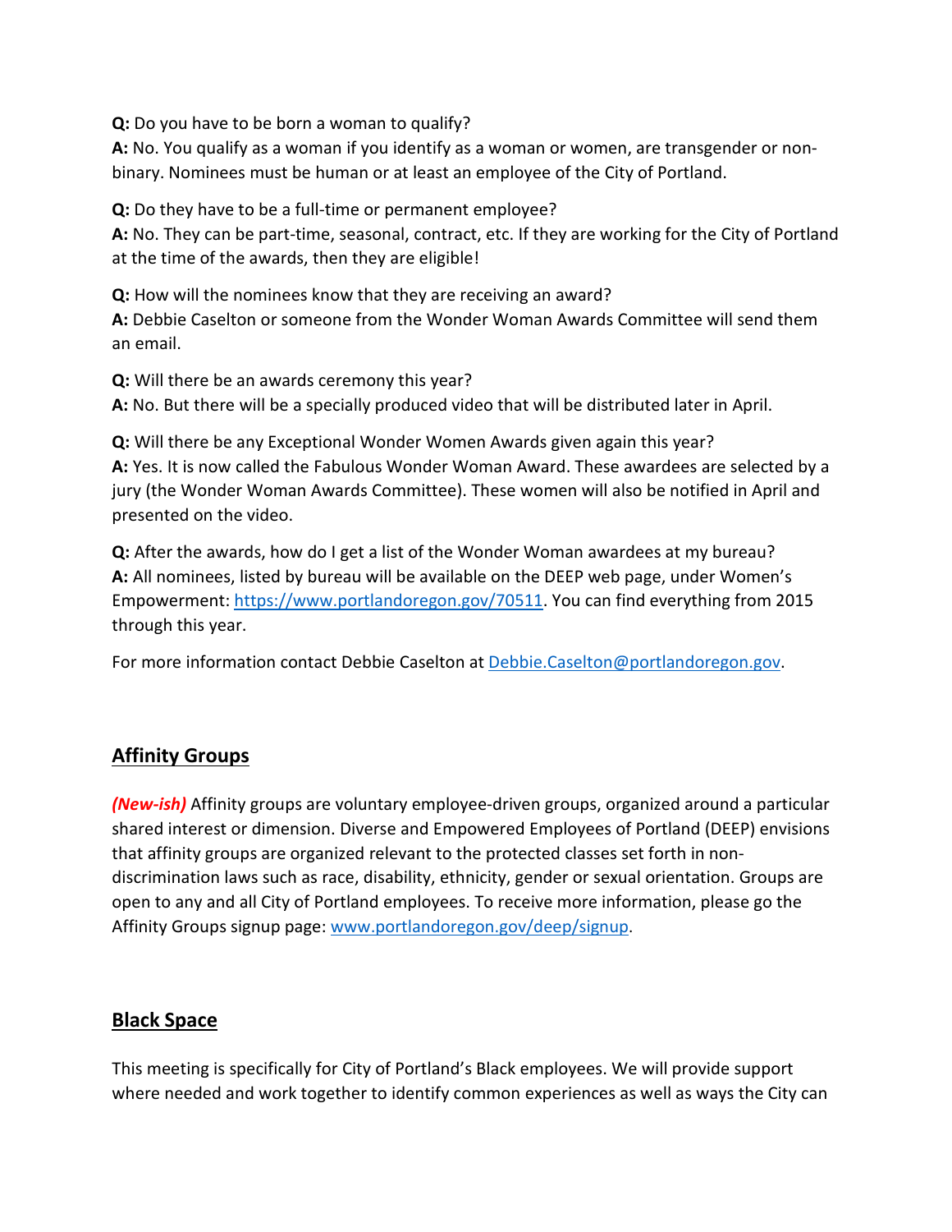**Q:** Do you have to be born a woman to qualify?
**A:** No. You qualify as a woman if you identify as a woman or women, are transgender or non-binary. Nominees must be human or at least an employee of the City of Portland.

**Q:** Do they have to be a full-time or permanent employee?
**A:** No. They can be part-time, seasonal, contract, etc. If they are working for the City of Portland at the time of the awards, then they are eligible!

**Q:** How will the nominees know that they are receiving an award?
**A:** Debbie Caselton or someone from the Wonder Woman Awards Committee will send them an email.

**Q:** Will there be an awards ceremony this year?
**A:** No. But there will be a specially produced video that will be distributed later in April.

**Q:** Will there be any Exceptional Wonder Women Awards given again this year?
**A:** Yes. It is now called the Fabulous Wonder Woman Award. These awardees are selected by a jury (the Wonder Woman Awards Committee). These women will also be notified in April and presented on the video.

**Q:** After the awards, how do I get a list of the Wonder Woman awardees at my bureau?
**A:** All nominees, listed by bureau will be available on the DEEP web page, under Women's Empowerment: [https://www.portlandoregon.gov/70511](https://www.portlandoregon.gov/70511). You can find everything from 2015 through this year.

For more information contact Debbie Caselton at [Debbie.Caselton@portlandoregon.gov](mailto:Debbie.Caselton@portlandoregon.gov).

## Affinity Groups

***(New-ish)*** Affinity groups are voluntary employee-driven groups, organized around a particular shared interest or dimension. Diverse and Empowered Employees of Portland (DEEP) envisions that affinity groups are organized relevant to the protected classes set forth in non-discrimination laws such as race, disability, ethnicity, gender or sexual orientation. Groups are open to any and all City of Portland employees. To receive more information, please go the Affinity Groups signup page: [www.portlandoregon.gov/deep/signup](http://www.portlandoregon.gov/deep/signup).

## Black Space

This meeting is specifically for City of Portland's Black employees. We will provide support where needed and work together to identify common experiences as well as ways the City can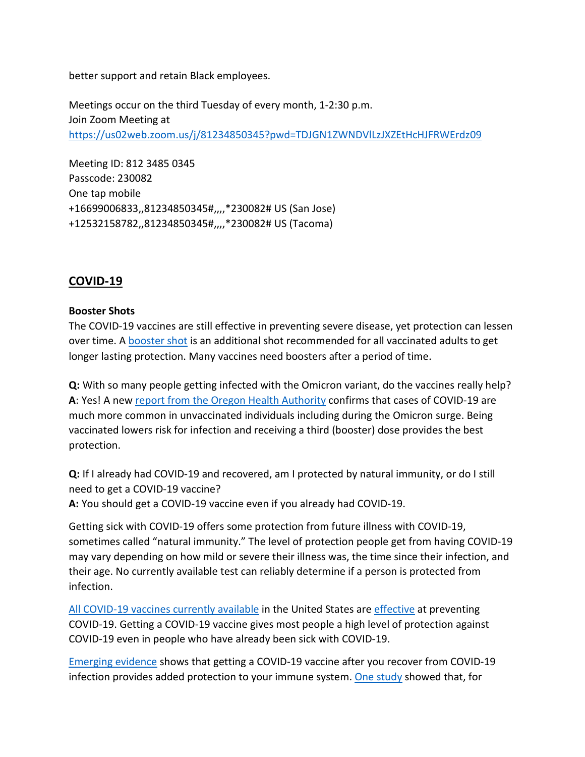better support and retain Black employees.

Meetings occur on the third Tuesday of every month, 1-2:30 p.m.
Join Zoom Meeting at
https://us02web.zoom.us/j/81234850345?pwd=TDJGN1ZWNDVlLzJXZEtHcHJFRWErdz09

Meeting ID: 812 3485 0345
Passcode: 230082
One tap mobile
+16699006833,,81234850345#,,,,*230082# US (San Jose)
+12532158782,,81234850345#,,,,*230082# US (Tacoma)

## COVID-19

**Booster Shots**

The COVID-19 vaccines are still effective in preventing severe disease, yet protection can lessen over time. A booster shot is an additional shot recommended for all vaccinated adults to get longer lasting protection. Many vaccines need boosters after a period of time.

**Q:** With so many people getting infected with the Omicron variant, do the vaccines really help?
**A**: Yes! A new report from the Oregon Health Authority confirms that cases of COVID-19 are much more common in unvaccinated individuals including during the Omicron surge. Being vaccinated lowers risk for infection and receiving a third (booster) dose provides the best protection.

**Q:** If I already had COVID-19 and recovered, am I protected by natural immunity, or do I still need to get a COVID-19 vaccine?
**A:** You should get a COVID-19 vaccine even if you already had COVID-19.

Getting sick with COVID-19 offers some protection from future illness with COVID-19, sometimes called "natural immunity." The level of protection people get from having COVID-19 may vary depending on how mild or severe their illness was, the time since their infection, and their age. No currently available test can reliably determine if a person is protected from infection.

All COVID-19 vaccines currently available in the United States are effective at preventing COVID-19. Getting a COVID-19 vaccine gives most people a high level of protection against COVID-19 even in people who have already been sick with COVID-19.

Emerging evidence shows that getting a COVID-19 vaccine after you recover from COVID-19 infection provides added protection to your immune system. One study showed that, for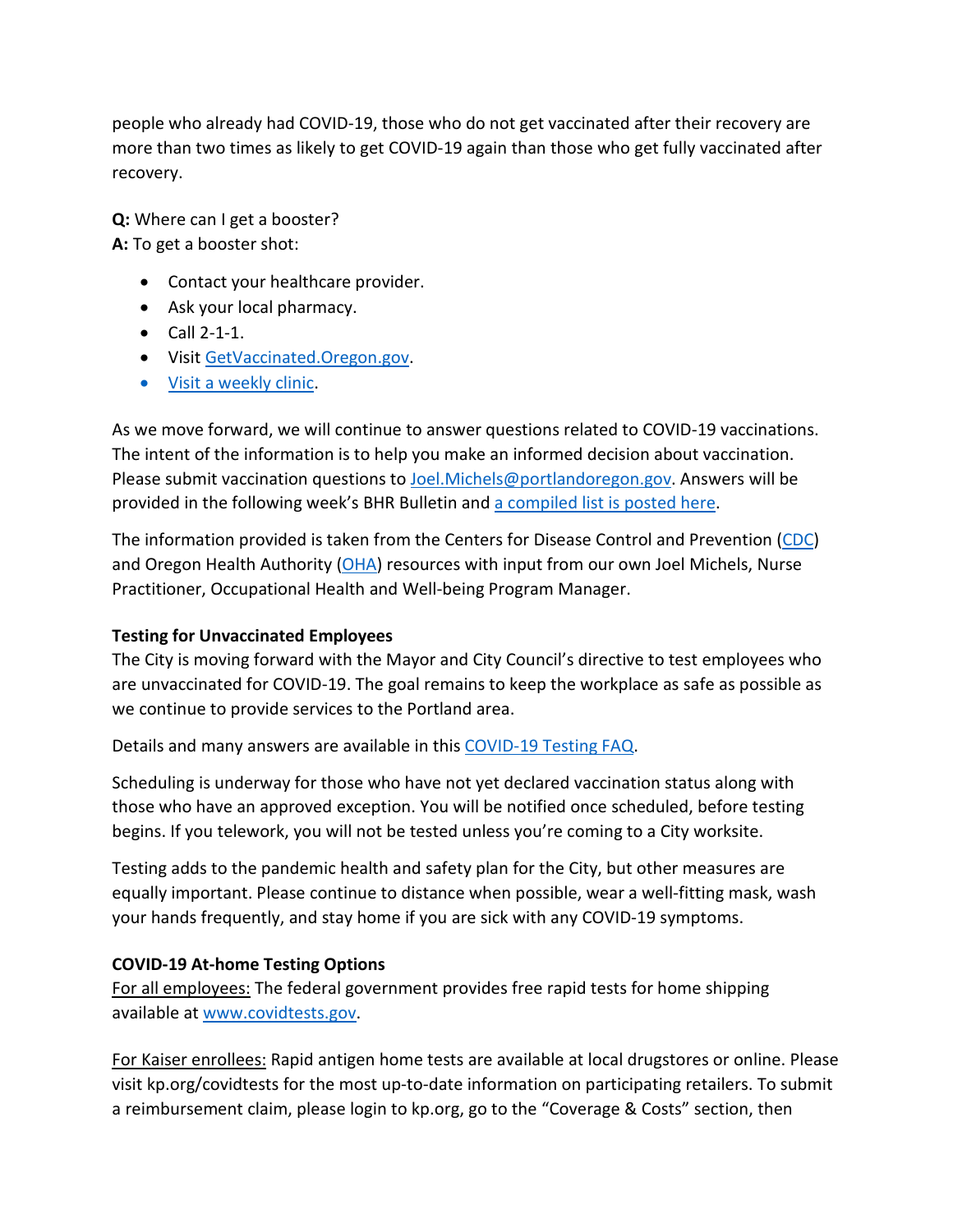people who already had COVID-19, those who do not get vaccinated after their recovery are more than two times as likely to get COVID-19 again than those who get fully vaccinated after recovery.

**Q:** Where can I get a booster?
**A:** To get a booster shot:

- Contact your healthcare provider.
- Ask your local pharmacy.
- Call 2-1-1.
- Visit GetVaccinated.Oregon.gov.
- Visit a weekly clinic.

As we move forward, we will continue to answer questions related to COVID-19 vaccinations. The intent of the information is to help you make an informed decision about vaccination. Please submit vaccination questions to Joel.Michels@portlandoregon.gov. Answers will be provided in the following week's BHR Bulletin and a compiled list is posted here.

The information provided is taken from the Centers for Disease Control and Prevention (CDC) and Oregon Health Authority (OHA) resources with input from our own Joel Michels, Nurse Practitioner, Occupational Health and Well-being Program Manager.

**Testing for Unvaccinated Employees**

The City is moving forward with the Mayor and City Council's directive to test employees who are unvaccinated for COVID-19. The goal remains to keep the workplace as safe as possible as we continue to provide services to the Portland area.

Details and many answers are available in this COVID-19 Testing FAQ.

Scheduling is underway for those who have not yet declared vaccination status along with those who have an approved exception. You will be notified once scheduled, before testing begins. If you telework, you will not be tested unless you're coming to a City worksite.

Testing adds to the pandemic health and safety plan for the City, but other measures are equally important. Please continue to distance when possible, wear a well-fitting mask, wash your hands frequently, and stay home if you are sick with any COVID-19 symptoms.

**COVID-19 At-home Testing Options**

For all employees: The federal government provides free rapid tests for home shipping available at www.covidtests.gov.

For Kaiser enrollees: Rapid antigen home tests are available at local drugstores or online. Please visit kp.org/covidtests for the most up-to-date information on participating retailers. To submit a reimbursement claim, please login to kp.org, go to the "Coverage & Costs" section, then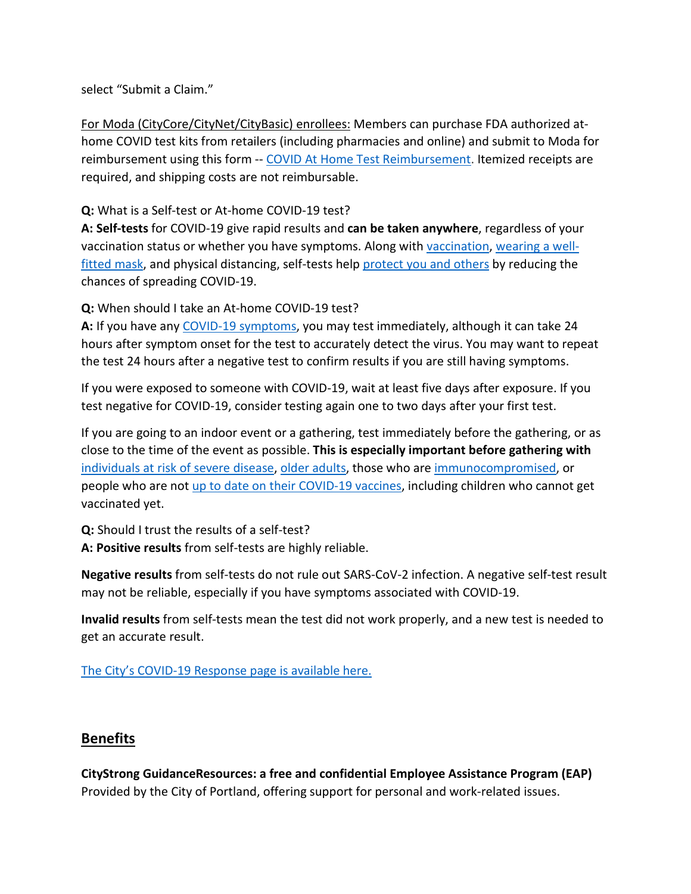select "Submit a Claim."

For Moda (CityCore/CityNet/CityBasic) enrollees: Members can purchase FDA authorized at-home COVID test kits from retailers (including pharmacies and online) and submit to Moda for reimbursement using this form -- COVID At Home Test Reimbursement. Itemized receipts are required, and shipping costs are not reimbursable.

**Q:** What is a Self-test or At-home COVID-19 test?
**A: Self-tests** for COVID-19 give rapid results and **can be taken anywhere**, regardless of your vaccination status or whether you have symptoms. Along with vaccination, wearing a well-fitted mask, and physical distancing, self-tests help protect you and others by reducing the chances of spreading COVID-19.

**Q:** When should I take an At-home COVID-19 test?
**A:** If you have any COVID-19 symptoms, you may test immediately, although it can take 24 hours after symptom onset for the test to accurately detect the virus. You may want to repeat the test 24 hours after a negative test to confirm results if you are still having symptoms.

If you were exposed to someone with COVID-19, wait at least five days after exposure. If you test negative for COVID-19, consider testing again one to two days after your first test.

If you are going to an indoor event or a gathering, test immediately before the gathering, or as close to the time of the event as possible. **This is especially important before gathering with** individuals at risk of severe disease, older adults, those who are immunocompromised, or people who are not up to date on their COVID-19 vaccines, including children who cannot get vaccinated yet.

**Q:** Should I trust the results of a self-test?
**A: Positive results** from self-tests are highly reliable.

**Negative results** from self-tests do not rule out SARS-CoV-2 infection. A negative self-test result may not be reliable, especially if you have symptoms associated with COVID-19.

**Invalid results** from self-tests mean the test did not work properly, and a new test is needed to get an accurate result.

The City's COVID-19 Response page is available here.

## Benefits

**CityStrong GuidanceResources: a free and confidential Employee Assistance Program (EAP)**
Provided by the City of Portland, offering support for personal and work-related issues.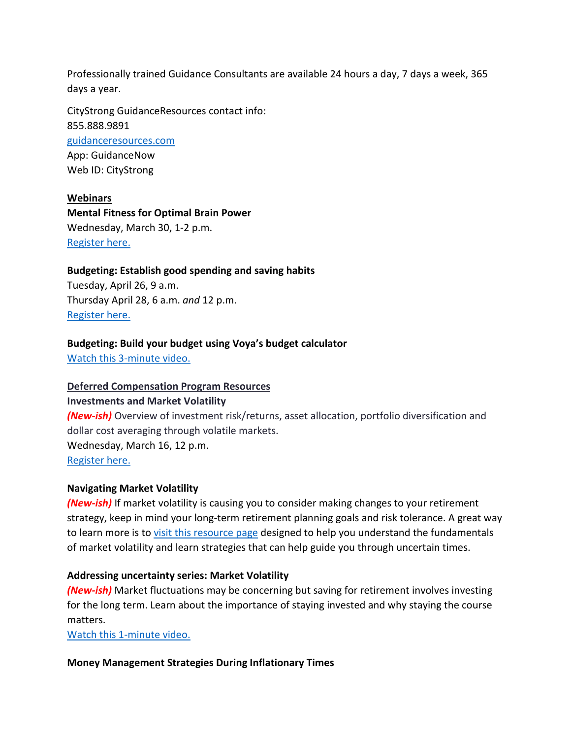Professionally trained Guidance Consultants are available 24 hours a day, 7 days a week, 365 days a year.

CityStrong GuidanceResources contact info:
855.888.9891
[guidanceresources.com](guidanceresources.com)
App: GuidanceNow
Web ID: CityStrong

**Webinars**

**Mental Fitness for Optimal Brain Power**
Wednesday, March 30, 1-2 p.m.
Register here.

**Budgeting: Establish good spending and saving habits**
Tuesday, April 26, 9 a.m.
Thursday April 28, 6 a.m. *and* 12 p.m.
Register here.

**Budgeting: Build your budget using Voya's budget calculator**
Watch this 3-minute video.

**Deferred Compensation Program Resources**

**Investments and Market Volatility**
***(New-ish)*** Overview of investment risk/returns, asset allocation, portfolio diversification and dollar cost averaging through volatile markets.
Wednesday, March 16, 12 p.m.
Register here.

**Navigating Market Volatility**
***(New-ish)*** If market volatility is causing you to consider making changes to your retirement strategy, keep in mind your long-term retirement planning goals and risk tolerance. A great way to learn more is to visit this resource page designed to help you understand the fundamentals of market volatility and learn strategies that can help guide you through uncertain times.

**Addressing uncertainty series: Market Volatility**
***(New-ish)*** Market fluctuations may be concerning but saving for retirement involves investing for the long term. Learn about the importance of staying invested and why staying the course matters.
Watch this 1-minute video.

**Money Management Strategies During Inflationary Times**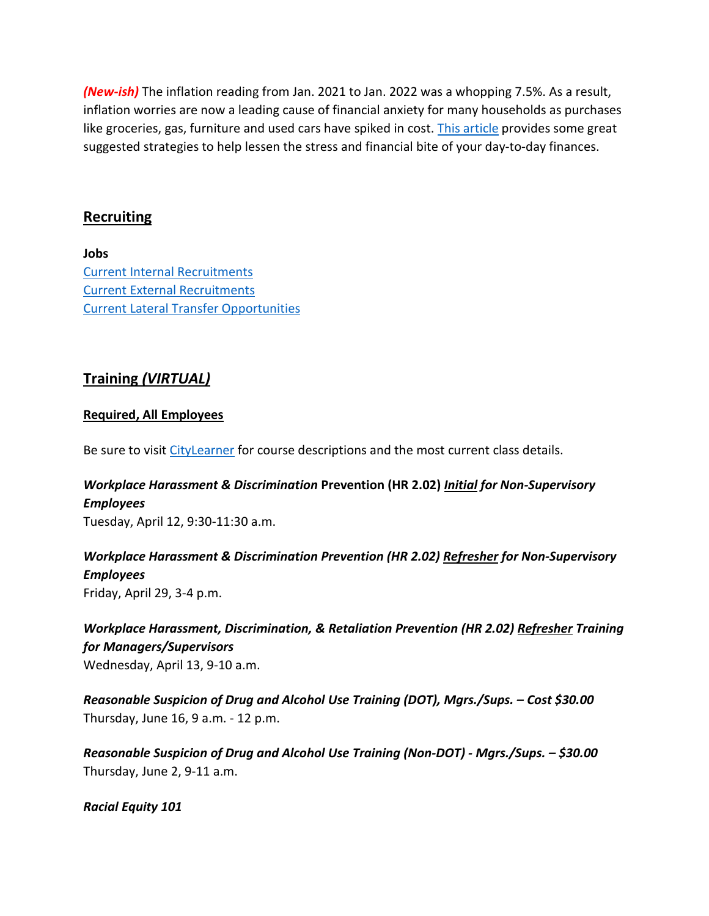***(New-ish)*** The inflation reading from Jan. 2021 to Jan. 2022 was a whopping 7.5%. As a result, inflation worries are now a leading cause of financial anxiety for many households as purchases like groceries, gas, furniture and used cars have spiked in cost. This article provides some great suggested strategies to help lessen the stress and financial bite of your day-to-day finances.

## Recruiting

**Jobs**
Current Internal Recruitments
Current External Recruitments
Current Lateral Transfer Opportunities

## Training *(VIRTUAL)*

### Required, All Employees

Be sure to visit CityLearner for course descriptions and the most current class details.

***Workplace Harassment & Discrimination* Prevention (HR 2.02) *Initial for Non-Supervisory Employees***
Tuesday, April 12, 9:30-11:30 a.m.

***Workplace Harassment & Discrimination Prevention (HR 2.02) Refresher for Non-Supervisory Employees***
Friday, April 29, 3-4 p.m.

***Workplace Harassment, Discrimination, & Retaliation Prevention (HR 2.02) Refresher Training for Managers/Supervisors***
Wednesday, April 13, 9-10 a.m.

***Reasonable Suspicion of Drug and Alcohol Use Training (DOT), Mgrs./Sups. – Cost $30.00***
Thursday, June 16, 9 a.m. - 12 p.m.

***Reasonable Suspicion of Drug and Alcohol Use Training (Non-DOT) - Mgrs./Sups. – $30.00***
Thursday, June 2, 9-11 a.m.

***Racial Equity 101***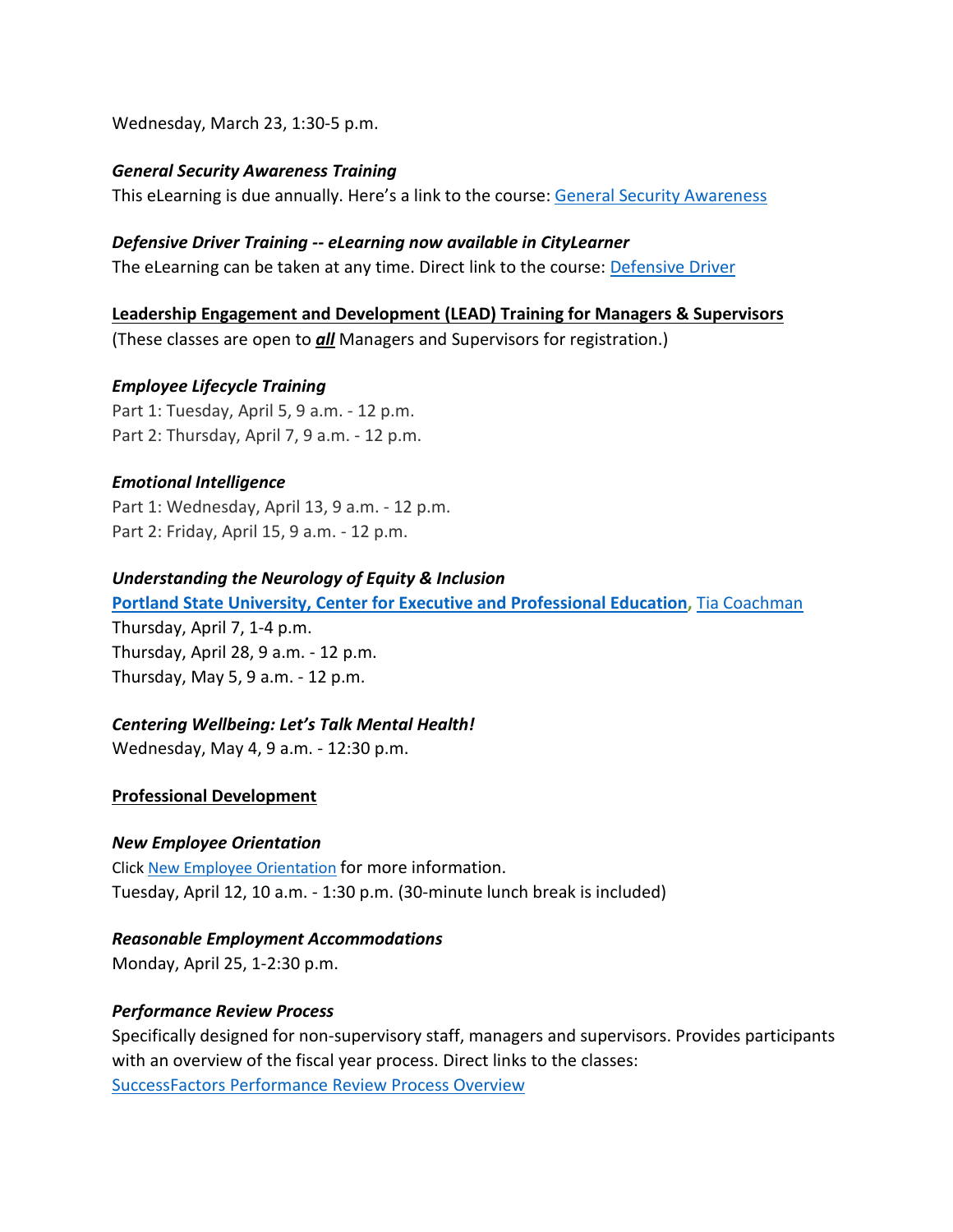Wednesday, March 23, 1:30-5 p.m.

***General Security Awareness Training***

This eLearning is due annually. Here's a link to the course: General Security Awareness

***Defensive Driver Training -- eLearning now available in CityLearner***

The eLearning can be taken at any time. Direct link to the course: Defensive Driver

**Leadership Engagement and Development (LEAD) Training for Managers & Supervisors**

(These classes are open to ***all*** Managers and Supervisors for registration.)

***Employee Lifecycle Training***

Part 1: Tuesday, April 5, 9 a.m. - 12 p.m.
Part 2: Thursday, April 7, 9 a.m. - 12 p.m.

***Emotional Intelligence***

Part 1: Wednesday, April 13, 9 a.m. - 12 p.m.
Part 2: Friday, April 15, 9 a.m. - 12 p.m.

***Understanding the Neurology of Equity & Inclusion***

**Portland State University, Center for Executive and Professional Education**, Tia Coachman

Thursday, April 7, 1-4 p.m.
Thursday, April 28, 9 a.m. - 12 p.m.
Thursday, May 5, 9 a.m. - 12 p.m.

***Centering Wellbeing: Let's Talk Mental Health!***

Wednesday, May 4, 9 a.m. - 12:30 p.m.

**Professional Development**

***New Employee Orientation***

Click New Employee Orientation for more information.
Tuesday, April 12, 10 a.m. - 1:30 p.m. (30-minute lunch break is included)

***Reasonable Employment Accommodations***

Monday, April 25, 1-2:30 p.m.

***Performance Review Process***

Specifically designed for non-supervisory staff, managers and supervisors. Provides participants with an overview of the fiscal year process. Direct links to the classes:
SuccessFactors Performance Review Process Overview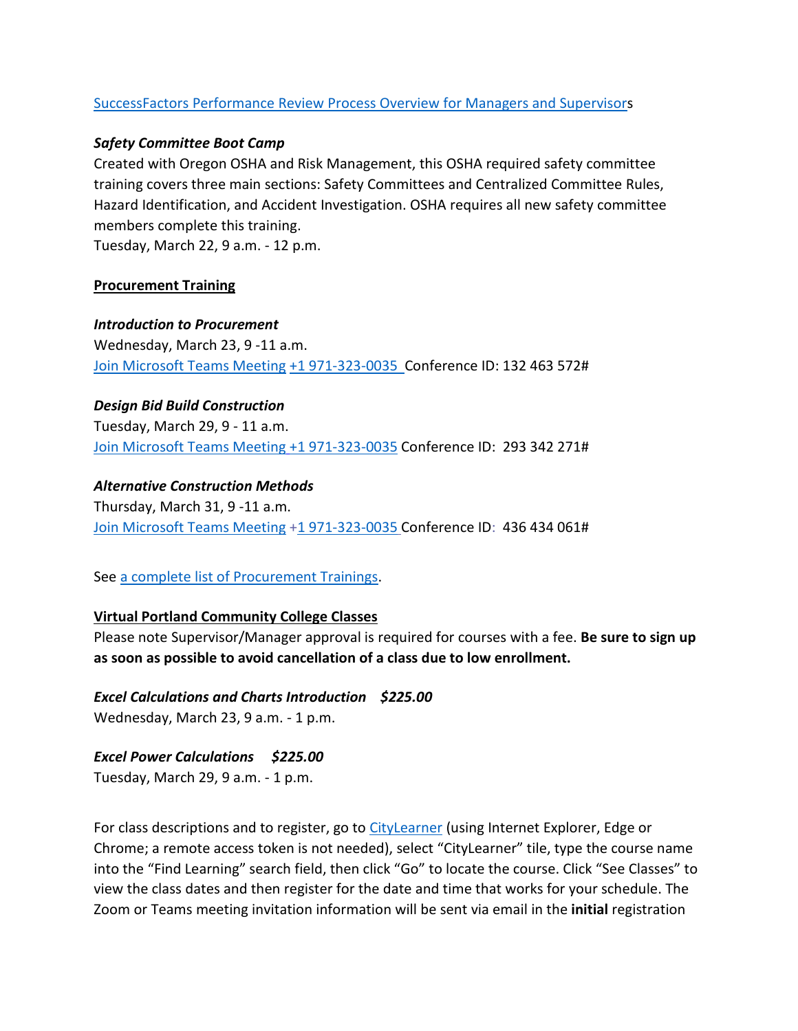[SuccessFactors Performance Review Process Overview for Managers and Supervisors]

***Safety Committee Boot Camp***

Created with Oregon OSHA and Risk Management, this OSHA required safety committee training covers three main sections: Safety Committees and Centralized Committee Rules, Hazard Identification, and Accident Investigation. OSHA requires all new safety committee members complete this training.
Tuesday, March 22, 9 a.m. - 12 p.m.

**Procurement Training**

***Introduction to Procurement***

Wednesday, March 23, 9 -11 a.m.
Join Microsoft Teams Meeting +1 971-323-0035 Conference ID: 132 463 572#

***Design Bid Build Construction***

Tuesday, March 29, 9 - 11 a.m.
Join Microsoft Teams Meeting +1 971-323-0035 Conference ID: 293 342 271#

***Alternative Construction Methods***

Thursday, March 31, 9 -11 a.m.
Join Microsoft Teams Meeting +1 971-323-0035 Conference ID: 436 434 061#

See a complete list of Procurement Trainings.

**Virtual Portland Community College Classes**

Please note Supervisor/Manager approval is required for courses with a fee. **Be sure to sign up as soon as possible to avoid cancellation of a class due to low enrollment.**

***Excel Calculations and Charts Introduction $225.00***

Wednesday, March 23, 9 a.m. - 1 p.m.

***Excel Power Calculations $225.00***

Tuesday, March 29, 9 a.m. - 1 p.m.

For class descriptions and to register, go to CityLearner (using Internet Explorer, Edge or Chrome; a remote access token is not needed), select "CityLearner" tile, type the course name into the "Find Learning" search field, then click "Go" to locate the course. Click "See Classes" to view the class dates and then register for the date and time that works for your schedule. The Zoom or Teams meeting invitation information will be sent via email in the **initial** registration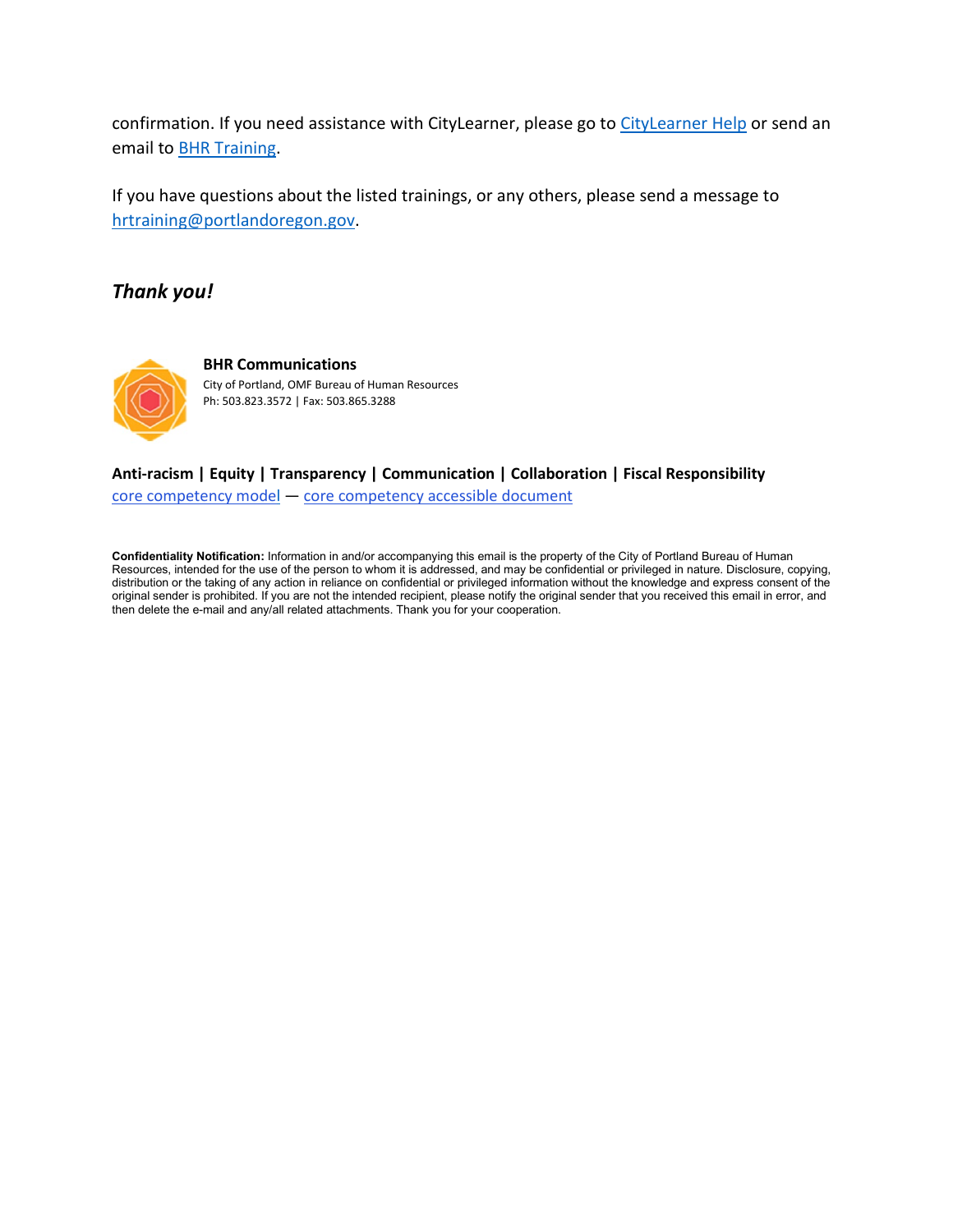confirmation. If you need assistance with CityLearner, please go to [CityLearner Help]() or send an email to [BHR Training]().

If you have questions about the listed trainings, or any others, please send a message to [hrtraining@portlandoregon.gov]().

***Thank you!***

**BHR Communications**
City of Portland, OMF Bureau of Human Resources
Ph: 503.823.3572 | Fax: 503.865.3288

**Anti-racism | Equity | Transparency | Communication | Collaboration | Fiscal Responsibility**
[core competency model]() — [core competency accessible document]()

**Confidentiality Notification:** Information in and/or accompanying this email is the property of the City of Portland Bureau of Human Resources, intended for the use of the person to whom it is addressed, and may be confidential or privileged in nature. Disclosure, copying, distribution or the taking of any action in reliance on confidential or privileged information without the knowledge and express consent of the original sender is prohibited. If you are not the intended recipient, please notify the original sender that you received this email in error, and then delete the e-mail and any/all related attachments. Thank you for your cooperation.